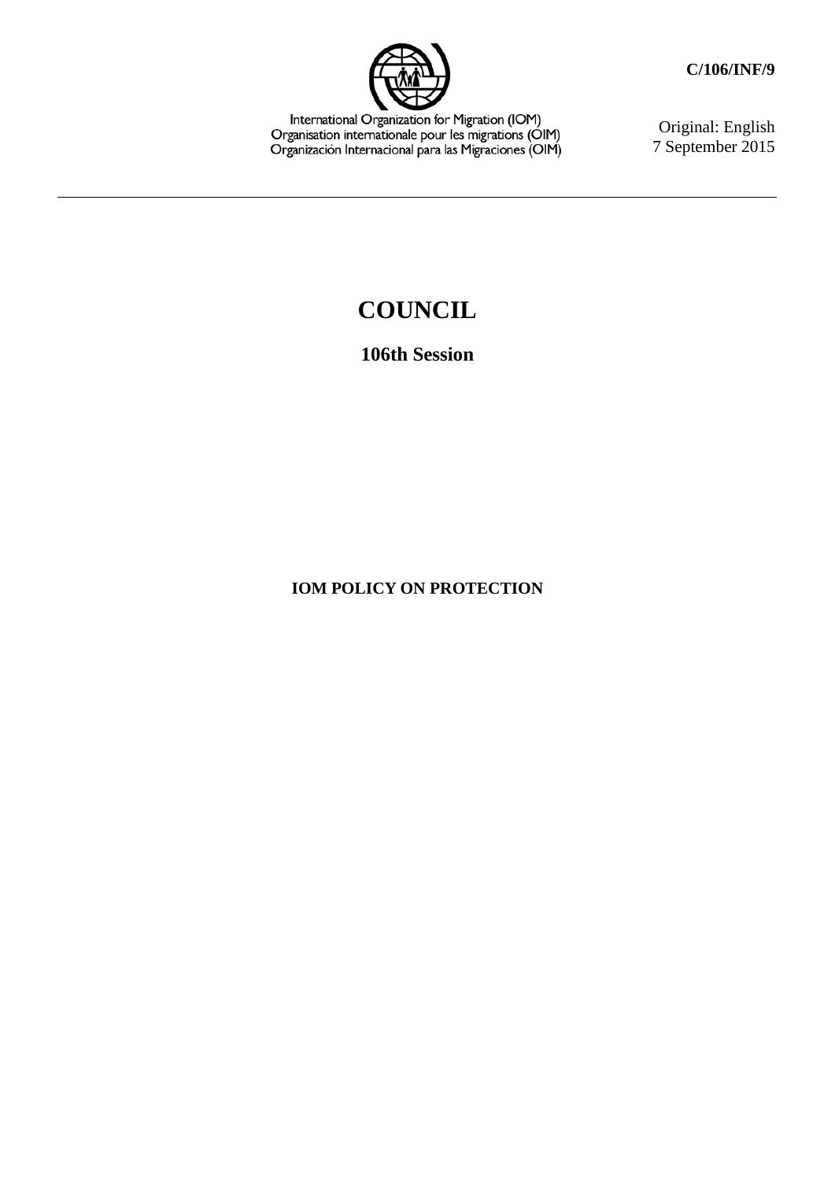International Organization for Migration (IOM)
Organisation internationale pour les migrations (OIM)
Organización Internacional para las Migraciones (OIM)

**C/106/INF/9**

Original: English
7 September 2015

# COUNCIL

## 106th Session

**IOM POLICY ON PROTECTION**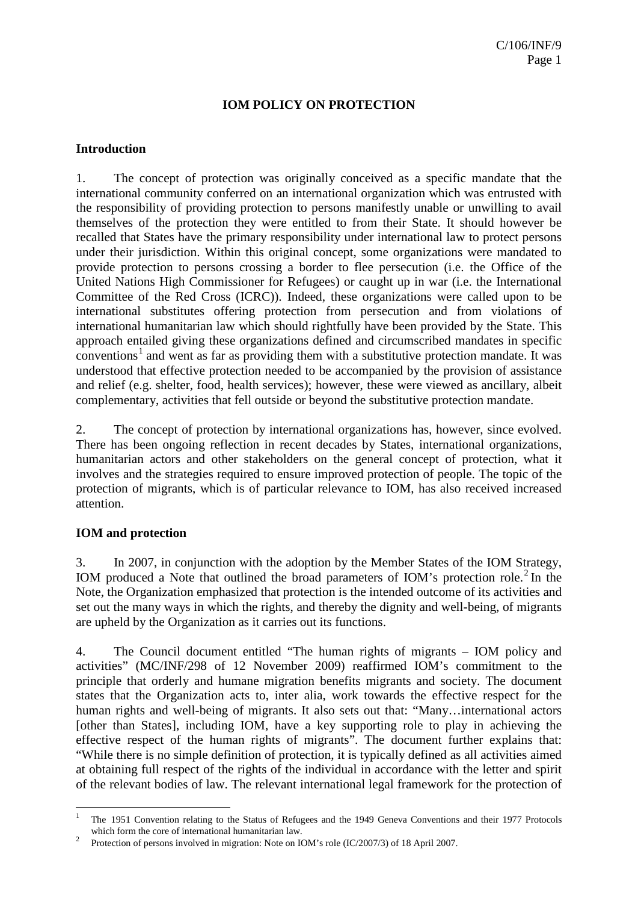## IOM POLICY ON PROTECTION

### Introduction

1. The concept of protection was originally conceived as a specific mandate that the international community conferred on an international organization which was entrusted with the responsibility of providing protection to persons manifestly unable or unwilling to avail themselves of the protection they were entitled to from their State. It should however be recalled that States have the primary responsibility under international law to protect persons under their jurisdiction. Within this original concept, some organizations were mandated to provide protection to persons crossing a border to flee persecution (i.e. the Office of the United Nations High Commissioner for Refugees) or caught up in war (i.e. the International Committee of the Red Cross (ICRC)). Indeed, these organizations were called upon to be international substitutes offering protection from persecution and from violations of international humanitarian law which should rightfully have been provided by the State. This approach entailed giving these organizations defined and circumscribed mandates in specific conventions[1] and went as far as providing them with a substitutive protection mandate. It was understood that effective protection needed to be accompanied by the provision of assistance and relief (e.g. shelter, food, health services); however, these were viewed as ancillary, albeit complementary, activities that fell outside or beyond the substitutive protection mandate.

2. The concept of protection by international organizations has, however, since evolved. There has been ongoing reflection in recent decades by States, international organizations, humanitarian actors and other stakeholders on the general concept of protection, what it involves and the strategies required to ensure improved protection of people. The topic of the protection of migrants, which is of particular relevance to IOM, has also received increased attention.

### IOM and protection

3. In 2007, in conjunction with the adoption by the Member States of the IOM Strategy, IOM produced a Note that outlined the broad parameters of IOM's protection role.[2] In the Note, the Organization emphasized that protection is the intended outcome of its activities and set out the many ways in which the rights, and thereby the dignity and well-being, of migrants are upheld by the Organization as it carries out its functions.

4. The Council document entitled "The human rights of migrants – IOM policy and activities" (MC/INF/298 of 12 November 2009) reaffirmed IOM's commitment to the principle that orderly and humane migration benefits migrants and society. The document states that the Organization acts to, inter alia, work towards the effective respect for the human rights and well-being of migrants. It also sets out that: "Many…international actors [other than States], including IOM, have a key supporting role to play in achieving the effective respect of the human rights of migrants". The document further explains that: "While there is no simple definition of protection, it is typically defined as all activities aimed at obtaining full respect of the rights of the individual in accordance with the letter and spirit of the relevant bodies of law. The relevant international legal framework for the protection of

---

[1] The 1951 Convention relating to the Status of Refugees and the 1949 Geneva Conventions and their 1977 Protocols which form the core of international humanitarian law.

[2] Protection of persons involved in migration: Note on IOM's role (IC/2007/3) of 18 April 2007.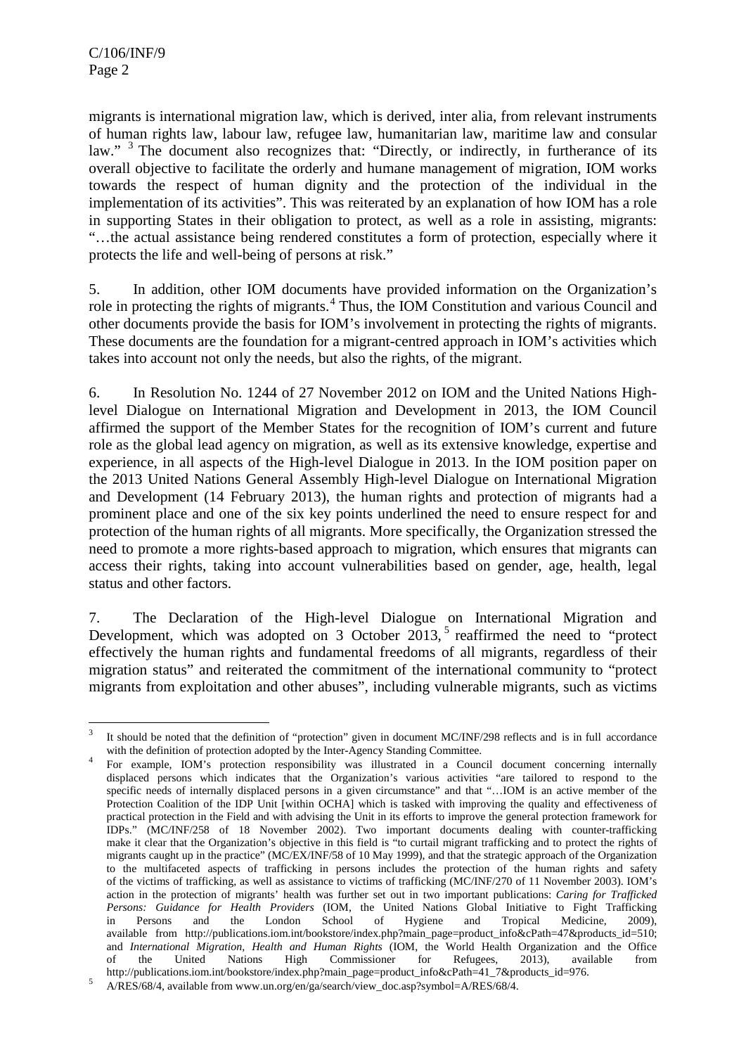migrants is international migration law, which is derived, inter alia, from relevant instruments of human rights law, labour law, refugee law, humanitarian law, maritime law and consular law." [3] The document also recognizes that: "Directly, or indirectly, in furtherance of its overall objective to facilitate the orderly and humane management of migration, IOM works towards the respect of human dignity and the protection of the individual in the implementation of its activities". This was reiterated by an explanation of how IOM has a role in supporting States in their obligation to protect, as well as a role in assisting, migrants: "…the actual assistance being rendered constitutes a form of protection, especially where it protects the life and well-being of persons at risk."

5. In addition, other IOM documents have provided information on the Organization's role in protecting the rights of migrants.[4] Thus, the IOM Constitution and various Council and other documents provide the basis for IOM's involvement in protecting the rights of migrants. These documents are the foundation for a migrant-centred approach in IOM's activities which takes into account not only the needs, but also the rights, of the migrant.

6. In Resolution No. 1244 of 27 November 2012 on IOM and the United Nations High-level Dialogue on International Migration and Development in 2013, the IOM Council affirmed the support of the Member States for the recognition of IOM's current and future role as the global lead agency on migration, as well as its extensive knowledge, expertise and experience, in all aspects of the High-level Dialogue in 2013. In the IOM position paper on the 2013 United Nations General Assembly High-level Dialogue on International Migration and Development (14 February 2013), the human rights and protection of migrants had a prominent place and one of the six key points underlined the need to ensure respect for and protection of the human rights of all migrants. More specifically, the Organization stressed the need to promote a more rights-based approach to migration, which ensures that migrants can access their rights, taking into account vulnerabilities based on gender, age, health, legal status and other factors.

7. The Declaration of the High-level Dialogue on International Migration and Development, which was adopted on 3 October 2013,[5] reaffirmed the need to "protect effectively the human rights and fundamental freedoms of all migrants, regardless of their migration status" and reiterated the commitment of the international community to "protect migrants from exploitation and other abuses", including vulnerable migrants, such as victims

---

[3] It should be noted that the definition of "protection" given in document MC/INF/298 reflects and is in full accordance with the definition of protection adopted by the Inter-Agency Standing Committee.

[4] For example, IOM's protection responsibility was illustrated in a Council document concerning internally displaced persons which indicates that the Organization's various activities "are tailored to respond to the specific needs of internally displaced persons in a given circumstance" and that "…IOM is an active member of the Protection Coalition of the IDP Unit [within OCHA] which is tasked with improving the quality and effectiveness of practical protection in the Field and with advising the Unit in its efforts to improve the general protection framework for IDPs." (MC/INF/258 of 18 November 2002). Two important documents dealing with counter-trafficking make it clear that the Organization's objective in this field is "to curtail migrant trafficking and to protect the rights of migrants caught up in the practice" (MC/EX/INF/58 of 10 May 1999), and that the strategic approach of the Organization to the multifaceted aspects of trafficking in persons includes the protection of the human rights and safety of the victims of trafficking, as well as assistance to victims of trafficking (MC/INF/270 of 11 November 2003). IOM's action in the protection of migrants' health was further set out in two important publications: *Caring for Trafficked Persons: Guidance for Health Providers* (IOM, the United Nations Global Initiative to Fight Trafficking in Persons and the London School of Hygiene and Tropical Medicine, 2009), available from http://publications.iom.int/bookstore/index.php?main_page=product_info&cPath=47&products_id=510; and *International Migration, Health and Human Rights* (IOM, the World Health Organization and the Office of the United Nations High Commissioner for Refugees, 2013), available from http://publications.iom.int/bookstore/index.php?main_page=product_info&cPath=41_7&products_id=976.

[5] A/RES/68/4, available from www.un.org/en/ga/search/view_doc.asp?symbol=A/RES/68/4.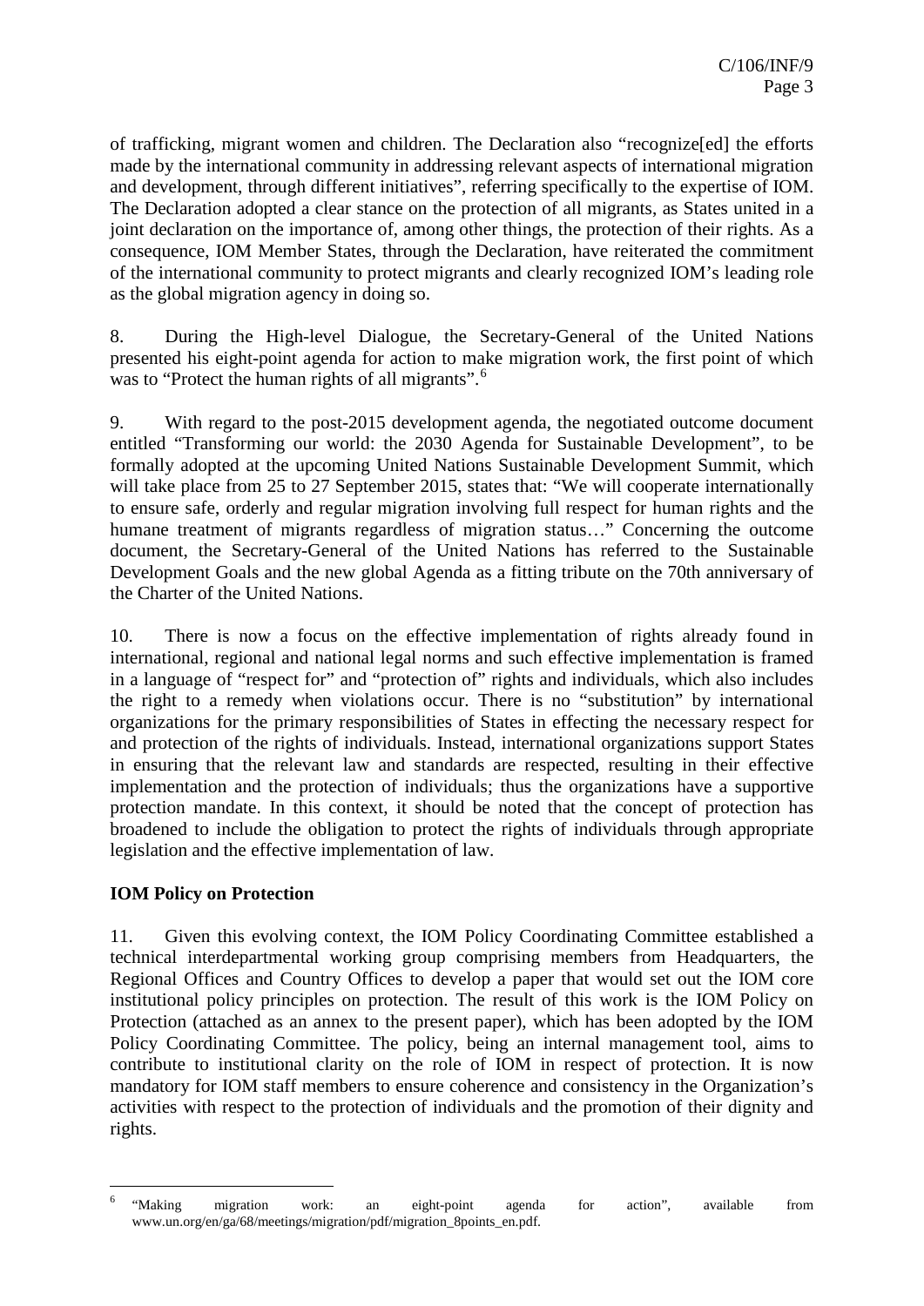of trafficking, migrant women and children. The Declaration also "recognize[ed] the efforts made by the international community in addressing relevant aspects of international migration and development, through different initiatives", referring specifically to the expertise of IOM. The Declaration adopted a clear stance on the protection of all migrants, as States united in a joint declaration on the importance of, among other things, the protection of their rights. As a consequence, IOM Member States, through the Declaration, have reiterated the commitment of the international community to protect migrants and clearly recognized IOM's leading role as the global migration agency in doing so.

8. During the High-level Dialogue, the Secretary-General of the United Nations presented his eight-point agenda for action to make migration work, the first point of which was to "Protect the human rights of all migrants".[6]

9. With regard to the post-2015 development agenda, the negotiated outcome document entitled "Transforming our world: the 2030 Agenda for Sustainable Development", to be formally adopted at the upcoming United Nations Sustainable Development Summit, which will take place from 25 to 27 September 2015, states that: "We will cooperate internationally to ensure safe, orderly and regular migration involving full respect for human rights and the humane treatment of migrants regardless of migration status…" Concerning the outcome document, the Secretary-General of the United Nations has referred to the Sustainable Development Goals and the new global Agenda as a fitting tribute on the 70th anniversary of the Charter of the United Nations.

10. There is now a focus on the effective implementation of rights already found in international, regional and national legal norms and such effective implementation is framed in a language of "respect for" and "protection of" rights and individuals, which also includes the right to a remedy when violations occur. There is no "substitution" by international organizations for the primary responsibilities of States in effecting the necessary respect for and protection of the rights of individuals. Instead, international organizations support States in ensuring that the relevant law and standards are respected, resulting in their effective implementation and the protection of individuals; thus the organizations have a supportive protection mandate. In this context, it should be noted that the concept of protection has broadened to include the obligation to protect the rights of individuals through appropriate legislation and the effective implementation of law.

**IOM Policy on Protection**

11. Given this evolving context, the IOM Policy Coordinating Committee established a technical interdepartmental working group comprising members from Headquarters, the Regional Offices and Country Offices to develop a paper that would set out the IOM core institutional policy principles on protection. The result of this work is the IOM Policy on Protection (attached as an annex to the present paper), which has been adopted by the IOM Policy Coordinating Committee. The policy, being an internal management tool, aims to contribute to institutional clarity on the role of IOM in respect of protection. It is now mandatory for IOM staff members to ensure coherence and consistency in the Organization's activities with respect to the protection of individuals and the promotion of their dignity and rights.

---

[6] "Making migration work: an eight-point agenda for action", available from www.un.org/en/ga/68/meetings/migration/pdf/migration_8points_en.pdf.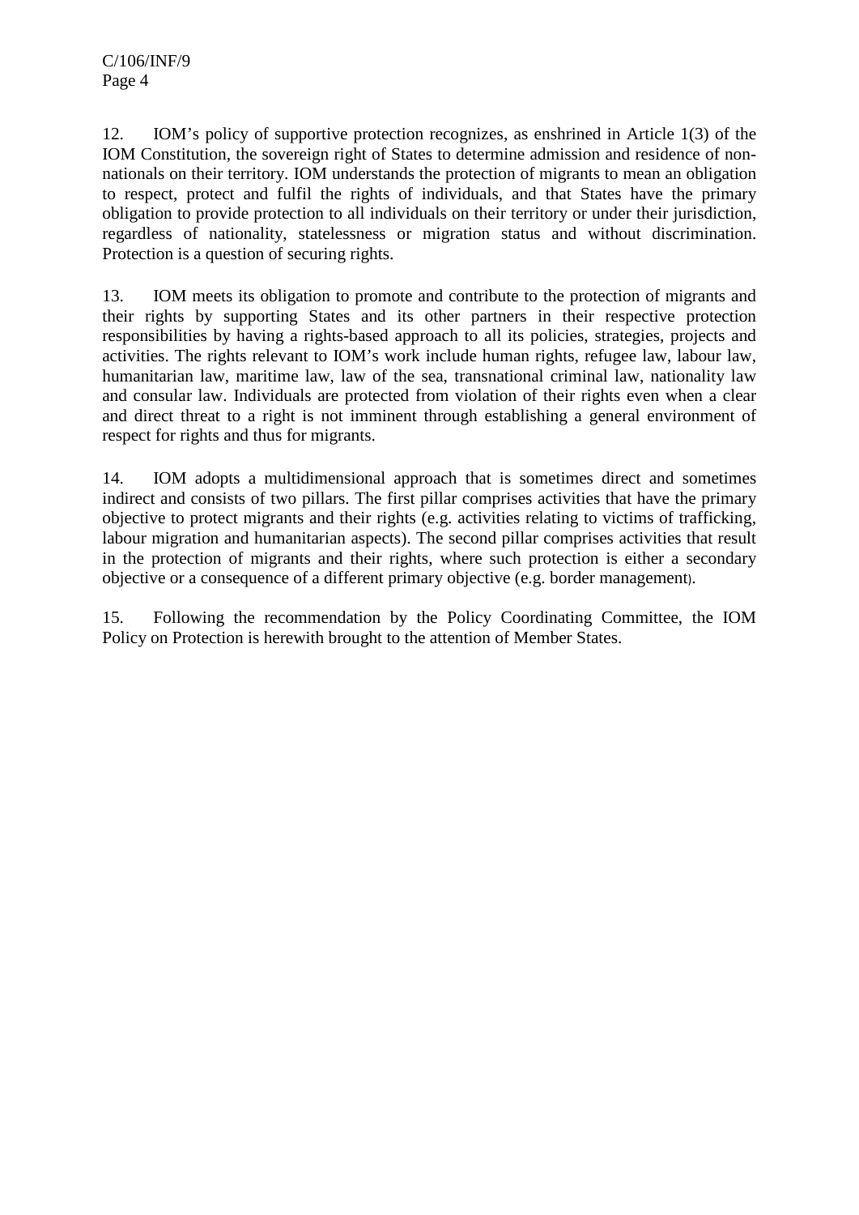12. IOM's policy of supportive protection recognizes, as enshrined in Article 1(3) of the IOM Constitution, the sovereign right of States to determine admission and residence of non-nationals on their territory. IOM understands the protection of migrants to mean an obligation to respect, protect and fulfil the rights of individuals, and that States have the primary obligation to provide protection to all individuals on their territory or under their jurisdiction, regardless of nationality, statelessness or migration status and without discrimination. Protection is a question of securing rights.

13. IOM meets its obligation to promote and contribute to the protection of migrants and their rights by supporting States and its other partners in their respective protection responsibilities by having a rights-based approach to all its policies, strategies, projects and activities. The rights relevant to IOM's work include human rights, refugee law, labour law, humanitarian law, maritime law, law of the sea, transnational criminal law, nationality law and consular law. Individuals are protected from violation of their rights even when a clear and direct threat to a right is not imminent through establishing a general environment of respect for rights and thus for migrants.

14. IOM adopts a multidimensional approach that is sometimes direct and sometimes indirect and consists of two pillars. The first pillar comprises activities that have the primary objective to protect migrants and their rights (e.g. activities relating to victims of trafficking, labour migration and humanitarian aspects). The second pillar comprises activities that result in the protection of migrants and their rights, where such protection is either a secondary objective or a consequence of a different primary objective (e.g. border management).

15. Following the recommendation by the Policy Coordinating Committee, the IOM Policy on Protection is herewith brought to the attention of Member States.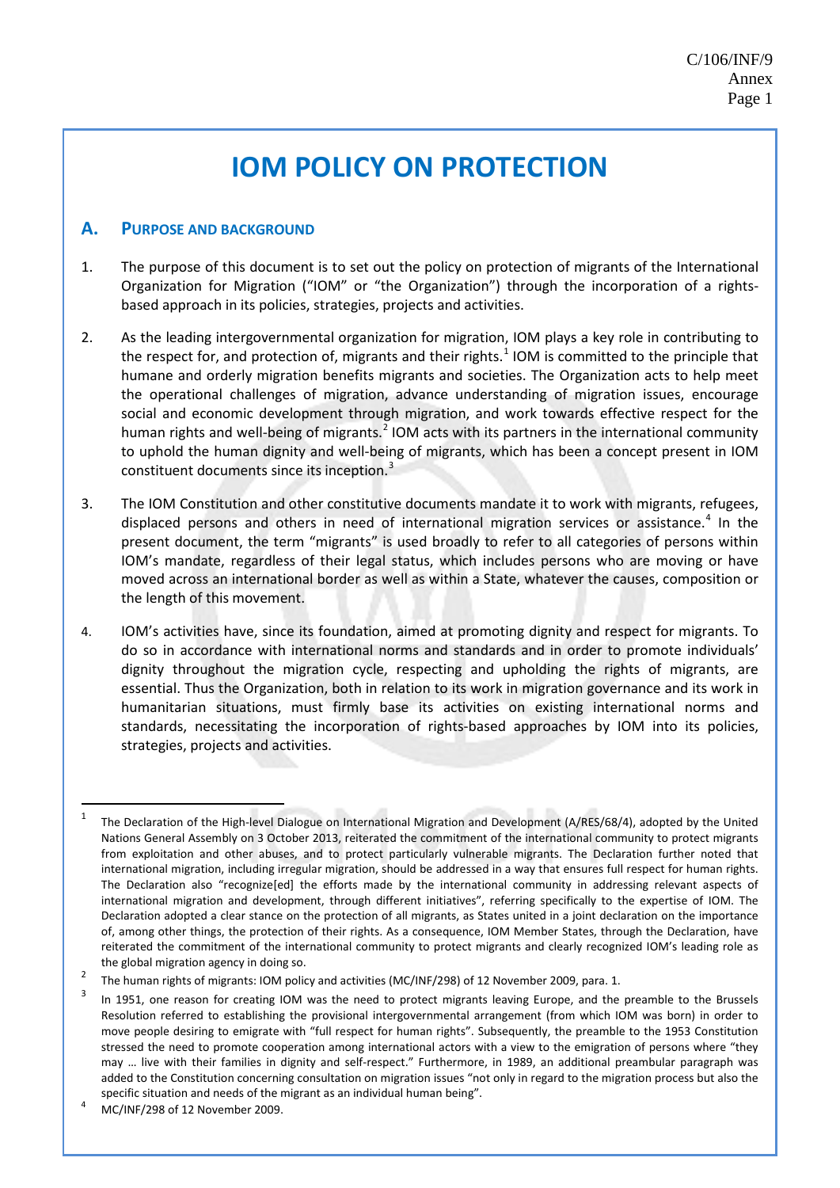# IOM POLICY ON PROTECTION

## A. PURPOSE AND BACKGROUND

1. The purpose of this document is to set out the policy on protection of migrants of the International Organization for Migration ("IOM" or "the Organization") through the incorporation of a rights-based approach in its policies, strategies, projects and activities.

2. As the leading intergovernmental organization for migration, IOM plays a key role in contributing to the respect for, and protection of, migrants and their rights.[1] IOM is committed to the principle that humane and orderly migration benefits migrants and societies. The Organization acts to help meet the operational challenges of migration, advance understanding of migration issues, encourage social and economic development through migration, and work towards effective respect for the human rights and well-being of migrants.[2] IOM acts with its partners in the international community to uphold the human dignity and well-being of migrants, which has been a concept present in IOM constituent documents since its inception.[3]

3. The IOM Constitution and other constitutive documents mandate it to work with migrants, refugees, displaced persons and others in need of international migration services or assistance.[4] In the present document, the term "migrants" is used broadly to refer to all categories of persons within IOM's mandate, regardless of their legal status, which includes persons who are moving or have moved across an international border as well as within a State, whatever the causes, composition or the length of this movement.

4. IOM's activities have, since its foundation, aimed at promoting dignity and respect for migrants. To do so in accordance with international norms and standards and in order to promote individuals' dignity throughout the migration cycle, respecting and upholding the rights of migrants, are essential. Thus the Organization, both in relation to its work in migration governance and its work in humanitarian situations, must firmly base its activities on existing international norms and standards, necessitating the incorporation of rights-based approaches by IOM into its policies, strategies, projects and activities.

---

[1] The Declaration of the High-level Dialogue on International Migration and Development (A/RES/68/4), adopted by the United Nations General Assembly on 3 October 2013, reiterated the commitment of the international community to protect migrants from exploitation and other abuses, and to protect particularly vulnerable migrants. The Declaration further noted that international migration, including irregular migration, should be addressed in a way that ensures full respect for human rights. The Declaration also "recognize[ed] the efforts made by the international community in addressing relevant aspects of international migration and development, through different initiatives", referring specifically to the expertise of IOM. The Declaration adopted a clear stance on the protection of all migrants, as States united in a joint declaration on the importance of, among other things, the protection of their rights. As a consequence, IOM Member States, through the Declaration, have reiterated the commitment of the international community to protect migrants and clearly recognized IOM's leading role as the global migration agency in doing so.

[2] The human rights of migrants: IOM policy and activities (MC/INF/298) of 12 November 2009, para. 1.

[3] In 1951, one reason for creating IOM was the need to protect migrants leaving Europe, and the preamble to the Brussels Resolution referred to establishing the provisional intergovernmental arrangement (from which IOM was born) in order to move people desiring to emigrate with "full respect for human rights". Subsequently, the preamble to the 1953 Constitution stressed the need to promote cooperation among international actors with a view to the emigration of persons where "they may … live with their families in dignity and self-respect." Furthermore, in 1989, an additional preambular paragraph was added to the Constitution concerning consultation on migration issues "not only in regard to the migration process but also the specific situation and needs of the migrant as an individual human being".

[4] MC/INF/298 of 12 November 2009.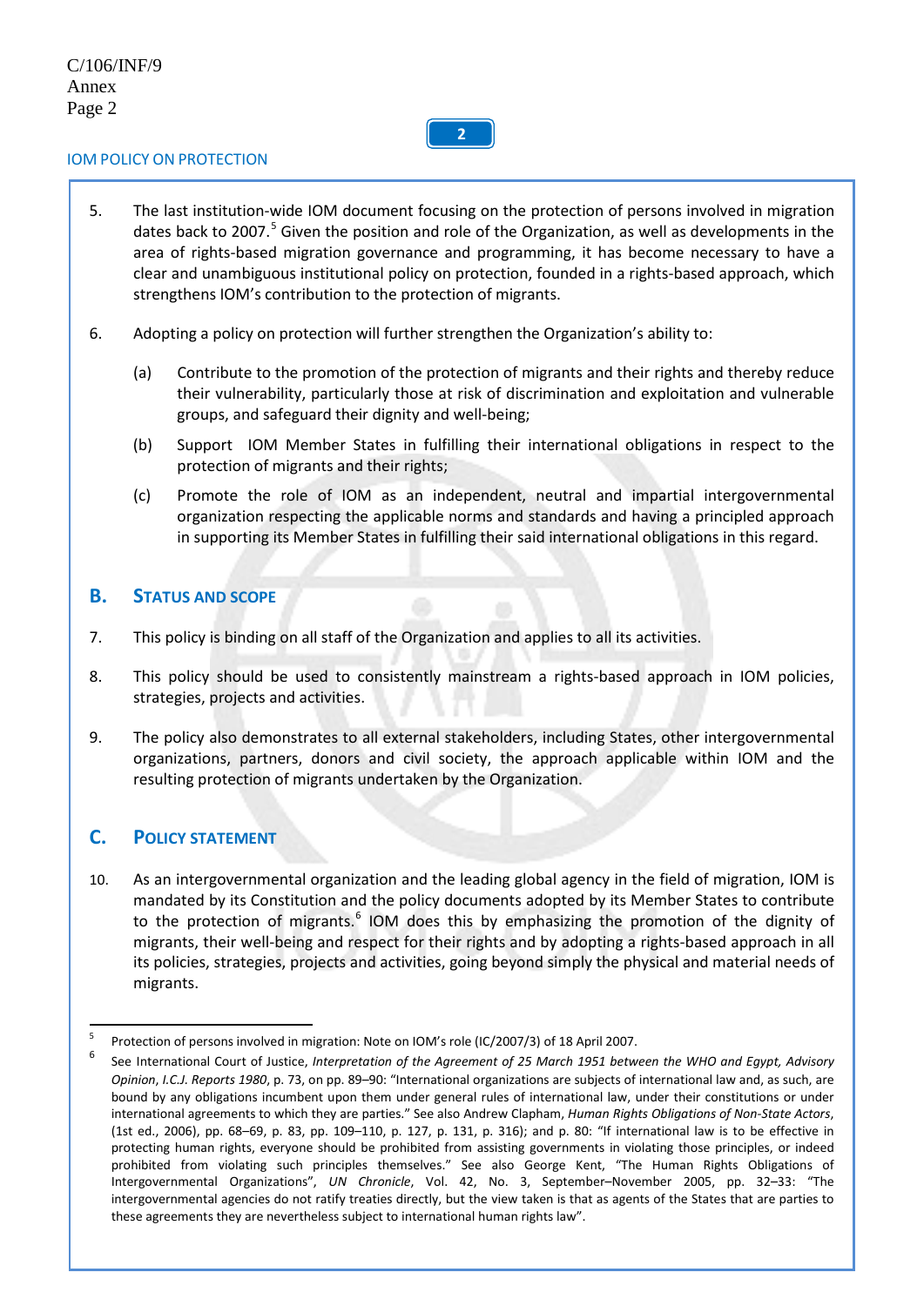5. The last institution-wide IOM document focusing on the protection of persons involved in migration dates back to 2007.[5] Given the position and role of the Organization, as well as developments in the area of rights-based migration governance and programming, it has become necessary to have a clear and unambiguous institutional policy on protection, founded in a rights-based approach, which strengthens IOM's contribution to the protection of migrants.

6. Adopting a policy on protection will further strengthen the Organization's ability to:

   (a) Contribute to the promotion of the protection of migrants and their rights and thereby reduce their vulnerability, particularly those at risk of discrimination and exploitation and vulnerable groups, and safeguard their dignity and well-being;

   (b) Support IOM Member States in fulfilling their international obligations in respect to the protection of migrants and their rights;

   (c) Promote the role of IOM as an independent, neutral and impartial intergovernmental organization respecting the applicable norms and standards and having a principled approach in supporting its Member States in fulfilling their said international obligations in this regard.

## B. Status and Scope

7. This policy is binding on all staff of the Organization and applies to all its activities.

8. This policy should be used to consistently mainstream a rights-based approach in IOM policies, strategies, projects and activities.

9. The policy also demonstrates to all external stakeholders, including States, other intergovernmental organizations, partners, donors and civil society, the approach applicable within IOM and the resulting protection of migrants undertaken by the Organization.

## C. Policy Statement

10. As an intergovernmental organization and the leading global agency in the field of migration, IOM is mandated by its Constitution and the policy documents adopted by its Member States to contribute to the protection of migrants.[6] IOM does this by emphasizing the promotion of the dignity of migrants, their well-being and respect for their rights and by adopting a rights-based approach in all its policies, strategies, projects and activities, going beyond simply the physical and material needs of migrants.

---

[5] Protection of persons involved in migration: Note on IOM's role (IC/2007/3) of 18 April 2007.

[6] See International Court of Justice, *Interpretation of the Agreement of 25 March 1951 between the WHO and Egypt, Advisory Opinion*, *I.C.J. Reports 1980*, p. 73, on pp. 89–90: "International organizations are subjects of international law and, as such, are bound by any obligations incumbent upon them under general rules of international law, under their constitutions or under international agreements to which they are parties." See also Andrew Clapham, *Human Rights Obligations of Non-State Actors*, (1st ed., 2006), pp. 68–69, p. 83, pp. 109–110, p. 127, p. 131, p. 316); and p. 80: "If international law is to be effective in protecting human rights, everyone should be prohibited from assisting governments in violating those principles, or indeed prohibited from violating such principles themselves." See also George Kent, "The Human Rights Obligations of Intergovernmental Organizations", *UN Chronicle*, Vol. 42, No. 3, September–November 2005, pp. 32–33: "The intergovernmental agencies do not ratify treaties directly, but the view taken is that as agents of the States that are parties to these agreements they are nevertheless subject to international human rights law".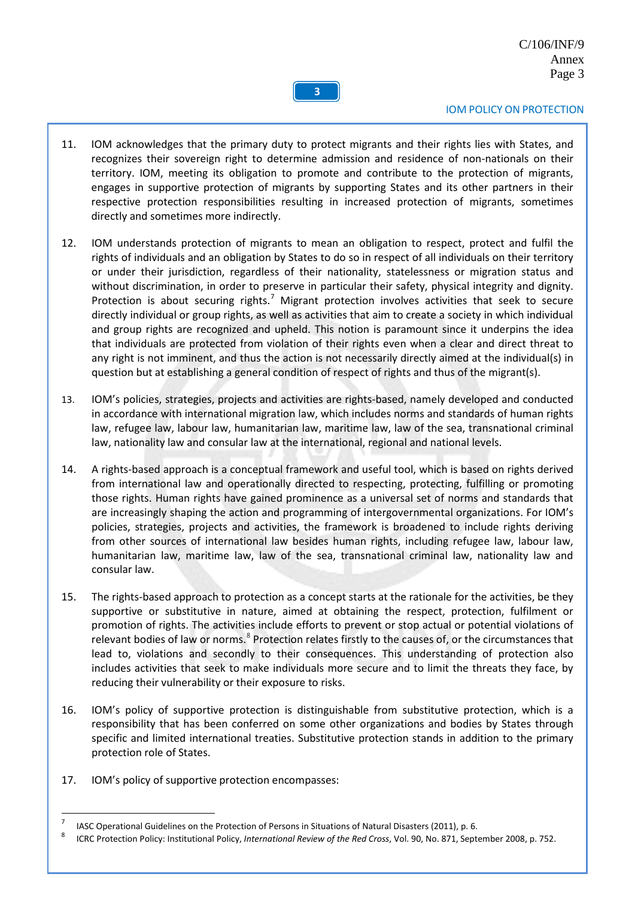11. IOM acknowledges that the primary duty to protect migrants and their rights lies with States, and recognizes their sovereign right to determine admission and residence of non-nationals on their territory. IOM, meeting its obligation to promote and contribute to the protection of migrants, engages in supportive protection of migrants by supporting States and its other partners in their respective protection responsibilities resulting in increased protection of migrants, sometimes directly and sometimes more indirectly.

12. IOM understands protection of migrants to mean an obligation to respect, protect and fulfil the rights of individuals and an obligation by States to do so in respect of all individuals on their territory or under their jurisdiction, regardless of their nationality, statelessness or migration status and without discrimination, in order to preserve in particular their safety, physical integrity and dignity. Protection is about securing rights.[7] Migrant protection involves activities that seek to secure directly individual or group rights, as well as activities that aim to create a society in which individual and group rights are recognized and upheld. This notion is paramount since it underpins the idea that individuals are protected from violation of their rights even when a clear and direct threat to any right is not imminent, and thus the action is not necessarily directly aimed at the individual(s) in question but at establishing a general condition of respect of rights and thus of the migrant(s).

13. IOM's policies, strategies, projects and activities are rights-based, namely developed and conducted in accordance with international migration law, which includes norms and standards of human rights law, refugee law, labour law, humanitarian law, maritime law, law of the sea, transnational criminal law, nationality law and consular law at the international, regional and national levels.

14. A rights-based approach is a conceptual framework and useful tool, which is based on rights derived from international law and operationally directed to respecting, protecting, fulfilling or promoting those rights. Human rights have gained prominence as a universal set of norms and standards that are increasingly shaping the action and programming of intergovernmental organizations. For IOM's policies, strategies, projects and activities, the framework is broadened to include rights deriving from other sources of international law besides human rights, including refugee law, labour law, humanitarian law, maritime law, law of the sea, transnational criminal law, nationality law and consular law.

15. The rights-based approach to protection as a concept starts at the rationale for the activities, be they supportive or substitutive in nature, aimed at obtaining the respect, protection, fulfilment or promotion of rights. The activities include efforts to prevent or stop actual or potential violations of relevant bodies of law or norms.[8] Protection relates firstly to the causes of, or the circumstances that lead to, violations and secondly to their consequences. This understanding of protection also includes activities that seek to make individuals more secure and to limit the threats they face, by reducing their vulnerability or their exposure to risks.

16. IOM's policy of supportive protection is distinguishable from substitutive protection, which is a responsibility that has been conferred on some other organizations and bodies by States through specific and limited international treaties. Substitutive protection stands in addition to the primary protection role of States.

17. IOM's policy of supportive protection encompasses:

---

[7] IASC Operational Guidelines on the Protection of Persons in Situations of Natural Disasters (2011), p. 6.

[8] ICRC Protection Policy: Institutional Policy, *International Review of the Red Cross*, Vol. 90, No. 871, September 2008, p. 752.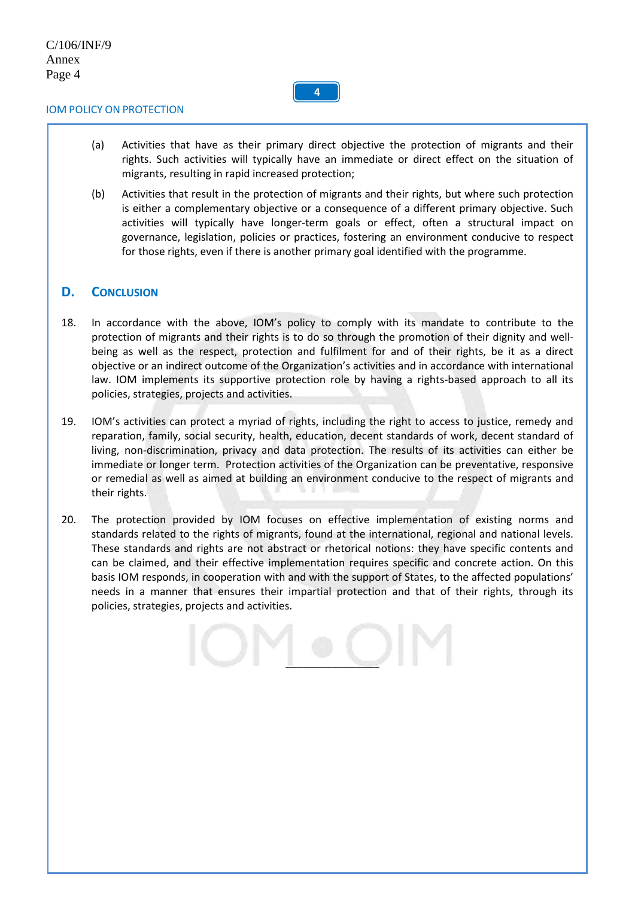(a) Activities that have as their primary direct objective the protection of migrants and their rights. Such activities will typically have an immediate or direct effect on the situation of migrants, resulting in rapid increased protection;

(b) Activities that result in the protection of migrants and their rights, but where such protection is either a complementary objective or a consequence of a different primary objective. Such activities will typically have longer-term goals or effect, often a structural impact on governance, legislation, policies or practices, fostering an environment conducive to respect for those rights, even if there is another primary goal identified with the programme.

## D. Conclusion

18. In accordance with the above, IOM's policy to comply with its mandate to contribute to the protection of migrants and their rights is to do so through the promotion of their dignity and well-being as well as the respect, protection and fulfilment for and of their rights, be it as a direct objective or an indirect outcome of the Organization's activities and in accordance with international law. IOM implements its supportive protection role by having a rights-based approach to all its policies, strategies, projects and activities.

19. IOM's activities can protect a myriad of rights, including the right to access to justice, remedy and reparation, family, social security, health, education, decent standards of work, decent standard of living, non-discrimination, privacy and data protection. The results of its activities can either be immediate or longer term. Protection activities of the Organization can be preventative, responsive or remedial as well as aimed at building an environment conducive to the respect of migrants and their rights.

20. The protection provided by IOM focuses on effective implementation of existing norms and standards related to the rights of migrants, found at the international, regional and national levels. These standards and rights are not abstract or rhetorical notions: they have specific contents and can be claimed, and their effective implementation requires specific and concrete action. On this basis IOM responds, in cooperation with and with the support of States, to the affected populations' needs in a manner that ensures their impartial protection and that of their rights, through its policies, strategies, projects and activities.

______________